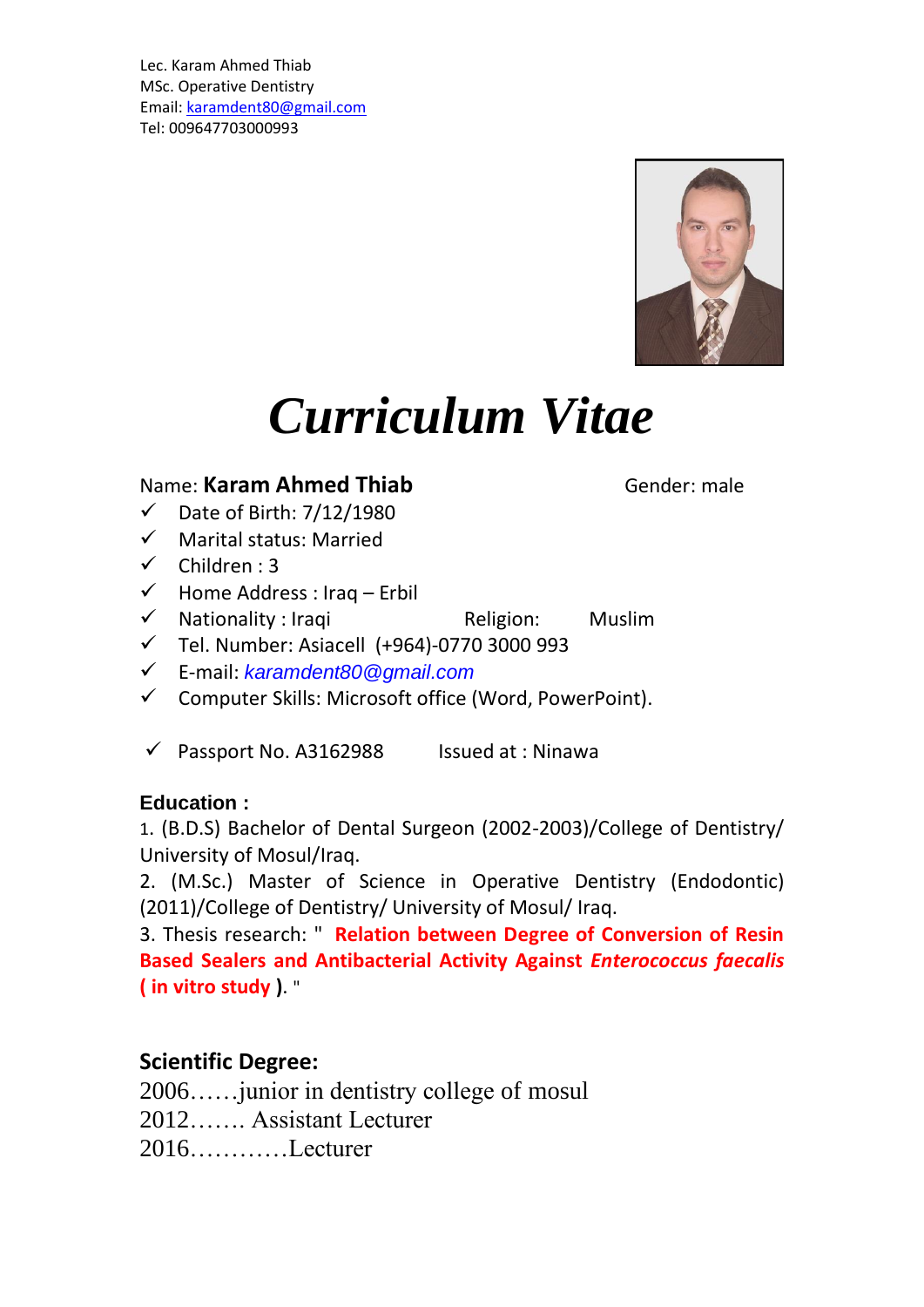Lec. Karam Ahmed Thiab
MSc. Operative Dentistry
Email: karamdent80@gmail.com
Tel: 009647703000993

# *Curriculum Vitae*

Name: **Karam Ahmed Thiab** Gender: male

- ✓ Date of Birth: 7/12/1980
- ✓ Marital status: Married
- ✓ Children : 3
- ✓ Home Address : Iraq – Erbil
- ✓ Nationality : Iraqi Religion: Muslim
- ✓ Tel. Number: Asiacell (+964)-0770 3000 993
- ✓ E-mail: *karamdent80@gmail.com*
- ✓ Computer Skills: Microsoft office (Word, PowerPoint).
- ✓ Passport No. A3162988 Issued at : Ninawa

**Education :**

1. (B.D.S) Bachelor of Dental Surgeon (2002-2003)/College of Dentistry/ University of Mosul/Iraq.
2. (M.Sc.) Master of Science in Operative Dentistry (Endodontic) (2011)/College of Dentistry/ University of Mosul/ Iraq.
3. Thesis research: " **Relation between Degree of Conversion of Resin Based Sealers and Antibacterial Activity Against *Enterococcus faecalis* ( in vitro study** ). "

## Scientific Degree:

2006……junior in dentistry college of mosul
2012……. Assistant Lecturer
2016…………Lecturer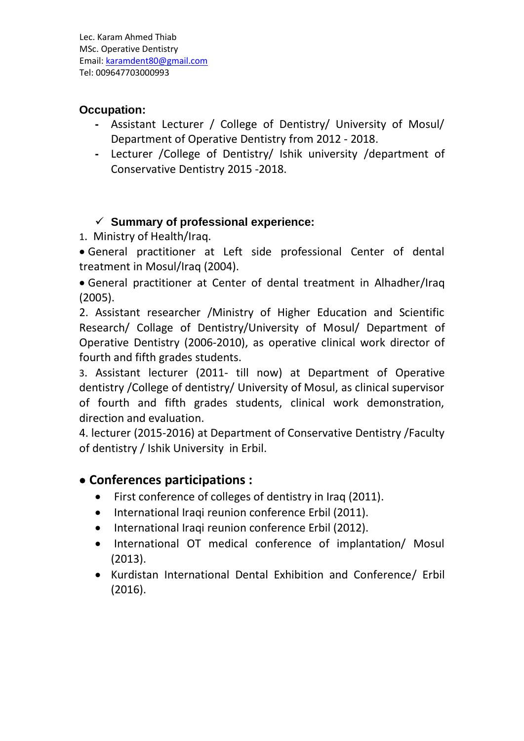Lec. Karam Ahmed Thiab
MSc. Operative Dentistry
Email: karamdent80@gmail.com
Tel: 009647703000993

### Occupation:

- Assistant Lecturer / College of Dentistry/ University of Mosul/ Department of Operative Dentistry from 2012 - 2018.
- Lecturer /College of Dentistry/ Ishik university /department of Conservative Dentistry 2015 -2018.

### ✓ Summary of professional experience:

1. Ministry of Health/Iraq.

- General practitioner at Left side professional Center of dental treatment in Mosul/Iraq (2004).
- General practitioner at Center of dental treatment in Alhadher/Iraq (2005).

2. Assistant researcher /Ministry of Higher Education and Scientific Research/ Collage of Dentistry/University of Mosul/ Department of Operative Dentistry (2006-2010), as operative clinical work director of fourth and fifth grades students.

3. Assistant lecturer (2011- till now) at Department of Operative dentistry /College of dentistry/ University of Mosul, as clinical supervisor of fourth and fifth grades students, clinical work demonstration, direction and evaluation.

4. lecturer (2015-2016) at Department of Conservative Dentistry /Faculty of dentistry / Ishik University in Erbil.

## • Conferences participations :

- First conference of colleges of dentistry in Iraq (2011).
- International Iraqi reunion conference Erbil (2011).
- International Iraqi reunion conference Erbil (2012).
- International OT medical conference of implantation/ Mosul (2013).
- Kurdistan International Dental Exhibition and Conference/ Erbil (2016).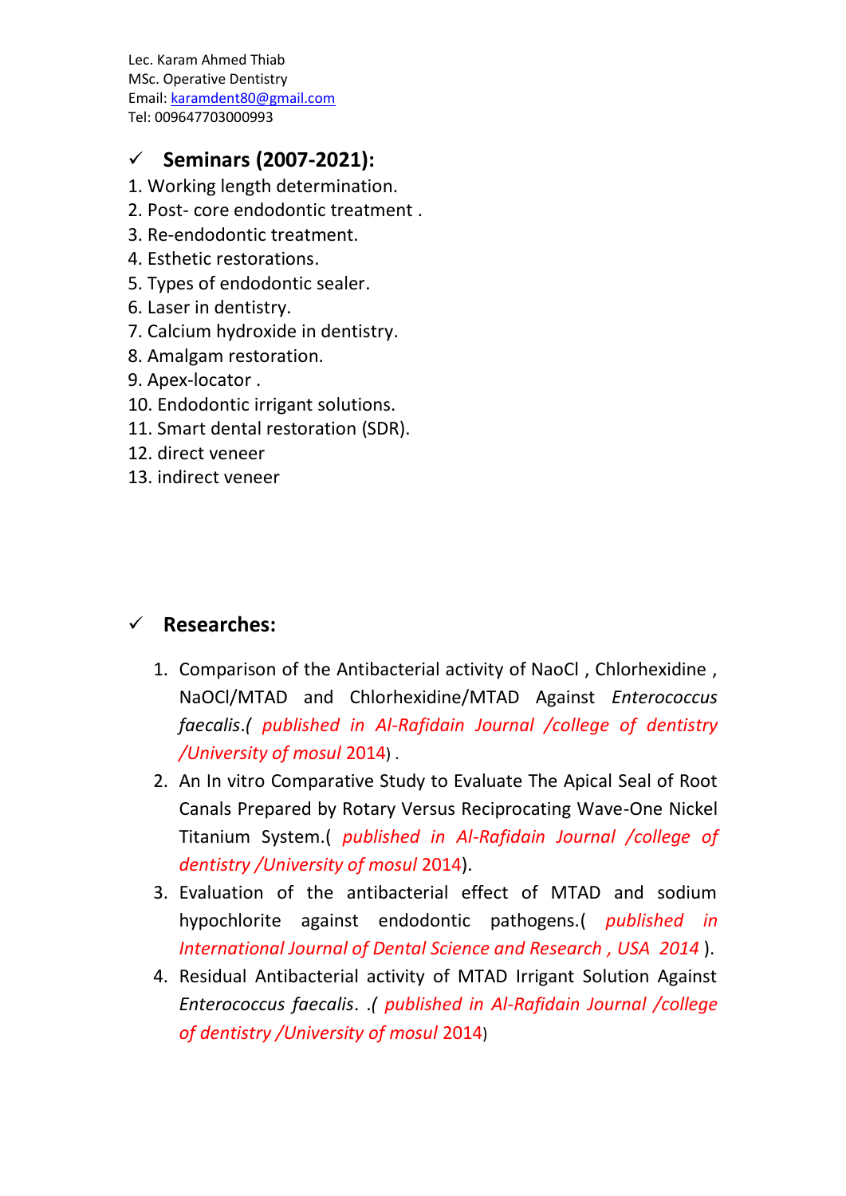Lec. Karam Ahmed Thiab
MSc. Operative Dentistry
Email: karamdent80@gmail.com
Tel: 009647703000993

## ✓ Seminars (2007-2021):

1. Working length determination.
2. Post- core endodontic treatment .
3. Re-endodontic treatment.
4. Esthetic restorations.
5. Types of endodontic sealer.
6. Laser in dentistry.
7. Calcium hydroxide in dentistry.
8. Amalgam restoration.
9. Apex-locator .
10. Endodontic irrigant solutions.
11. Smart dental restoration (SDR).
12. direct veneer
13. indirect veneer

## ✓ Researches:

1. Comparison of the Antibacterial activity of NaoCl , Chlorhexidine , NaOCl/MTAD and Chlorhexidine/MTAD Against *Enterococcus faecalis*.( *published in Al-Rafidain Journal /college of dentistry /University of mosul* 2014) .
2. An In vitro Comparative Study to Evaluate The Apical Seal of Root Canals Prepared by Rotary Versus Reciprocating Wave-One Nickel Titanium System.( *published in Al-Rafidain Journal /college of dentistry /University of mosul* 2014).
3. Evaluation of the antibacterial effect of MTAD and sodium hypochlorite against endodontic pathogens.( *published in International Journal of Dental Science and Research , USA 2014* ).
4. Residual Antibacterial activity of MTAD Irrigant Solution Against *Enterococcus faecalis*. .( *published in Al-Rafidain Journal /college of dentistry /University of mosul* 2014)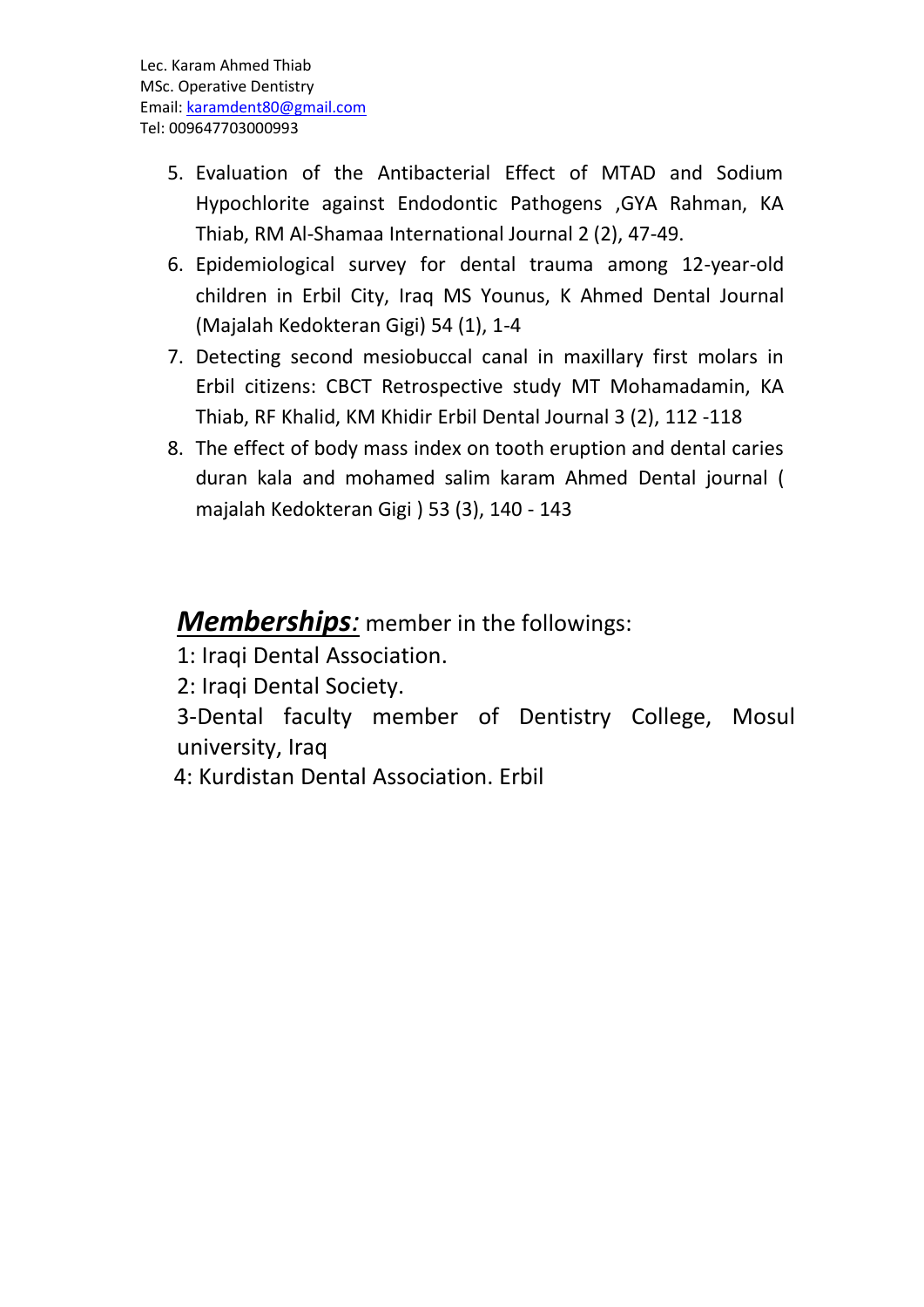Lec. Karam Ahmed Thiab
MSc. Operative Dentistry
Email: karamdent80@gmail.com
Tel: 009647703000993

5. Evaluation of the Antibacterial Effect of MTAD and Sodium Hypochlorite against Endodontic Pathogens ,GYA Rahman, KA Thiab, RM Al-Shamaa International Journal 2 (2), 47-49.
6. Epidemiological survey for dental trauma among 12-year-old children in Erbil City, Iraq MS Younus, K Ahmed Dental Journal (Majalah Kedokteran Gigi) 54 (1), 1-4
7. Detecting second mesiobuccal canal in maxillary first molars in Erbil citizens: CBCT Retrospective study MT Mohamadamin, KA Thiab, RF Khalid, KM Khidir Erbil Dental Journal 3 (2), 112 -118
8. The effect of body mass index on tooth eruption and dental caries duran kala and mohamed salim karam Ahmed Dental journal ( majalah Kedokteran Gigi ) 53 (3), 140 - 143

***Memberships:*** member in the followings:

1: Iraqi Dental Association.

2: Iraqi Dental Society.

3-Dental faculty member of Dentistry College, Mosul university, Iraq

4: Kurdistan Dental Association. Erbil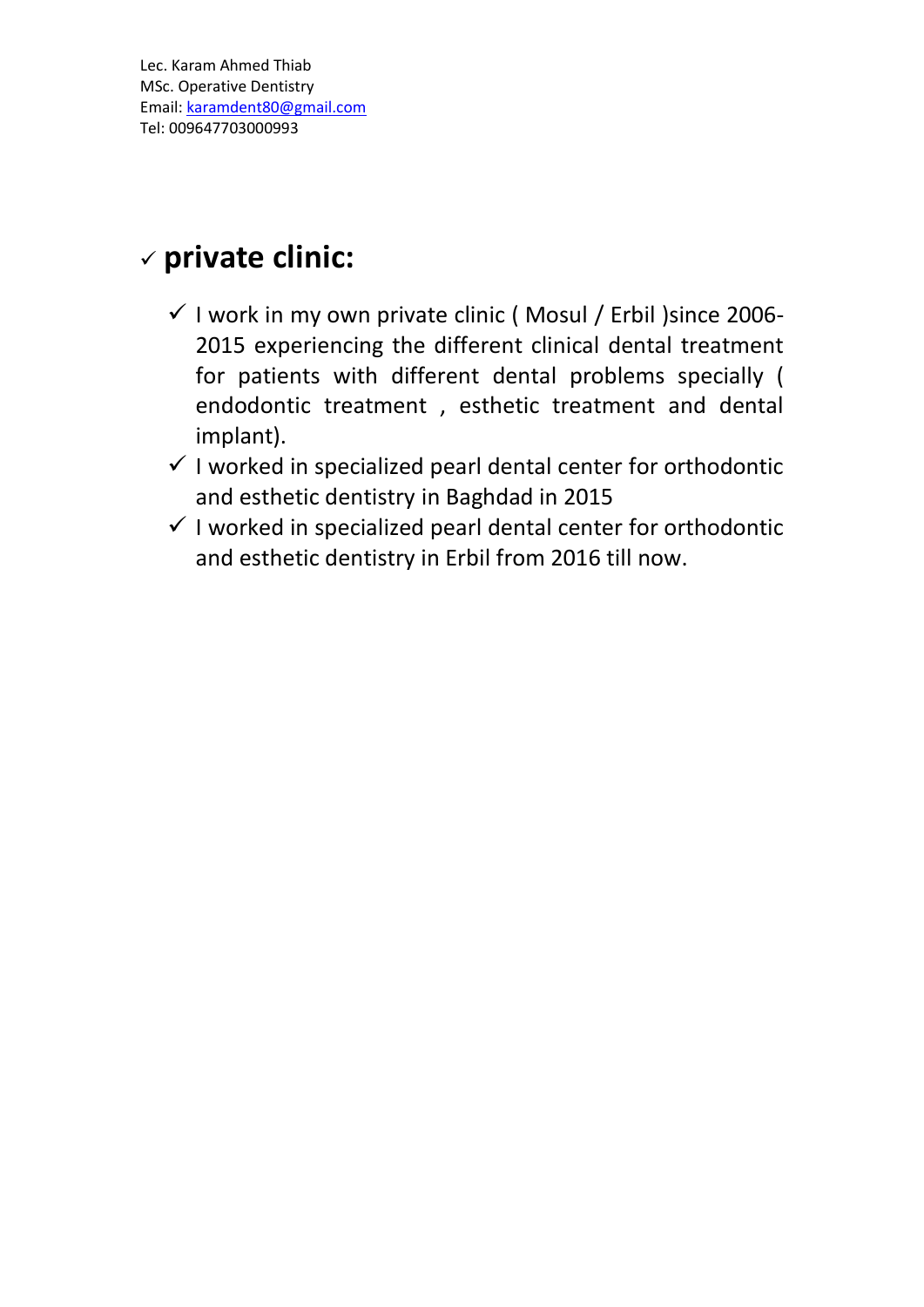## ✓ private clinic:

- ✓ I work in my own private clinic ( Mosul / Erbil )since 2006-2015 experiencing the different clinical dental treatment for patients with different dental problems specially ( endodontic treatment , esthetic treatment and dental implant).
- ✓ I worked in specialized pearl dental center for orthodontic and esthetic dentistry in Baghdad in 2015
- ✓ I worked in specialized pearl dental center for orthodontic and esthetic dentistry in Erbil from 2016 till now.